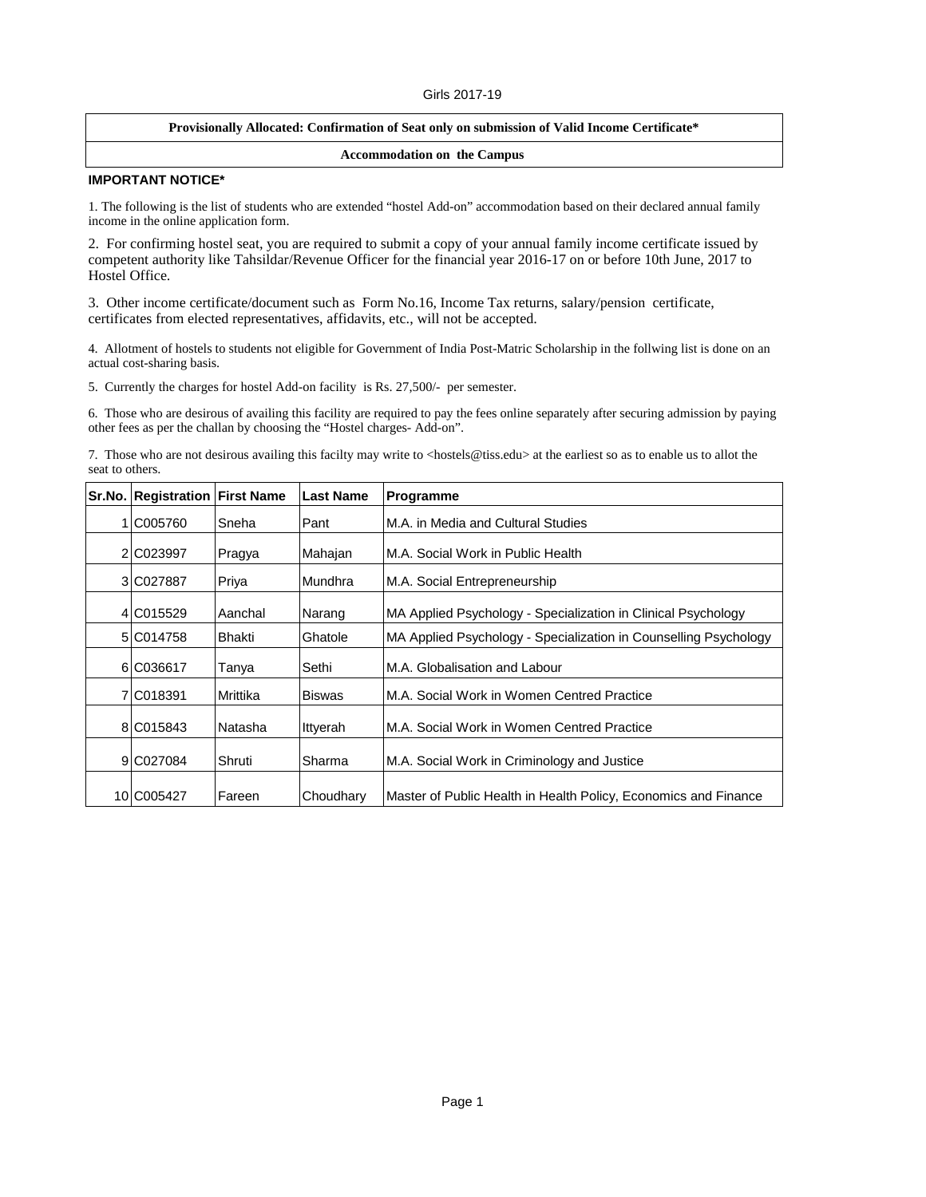Girls 2017-19

**Provisionally Allocated: Confirmation of Seat only on submission of Valid Income Certificate***

**Accommodation on the Campus**

**IMPORTANT NOTICE***

1. The following is the list of students who are extended "hostel Add-on" accommodation based on their declared annual family income in the online application form.

2. For confirming hostel seat, you are required to submit a copy of your annual family income certificate issued by competent authority like Tahsildar/Revenue Officer for the financial year 2016-17 on or before 10th June, 2017 to Hostel Office.

3. Other income certificate/document such as Form No.16, Income Tax returns, salary/pension certificate, certificates from elected representatives, affidavits, etc., will not be accepted.

4. Allotment of hostels to students not eligible for Government of India Post-Matric Scholarship in the follwing list is done on an actual cost-sharing basis.

5. Currently the charges for hostel Add-on facility is Rs. 27,500/- per semester.

6. Those who are desirous of availing this facility are required to pay the fees online separately after securing admission by paying other fees as per the challan by choosing the "Hostel charges- Add-on".

7. Those who are not desirous availing this facilty may write to <hostels@tiss.edu> at the earliest so as to enable us to allot the seat to others.

| Sr.No. | Registration | First Name | Last Name | Programme |
|---|---|---|---|---|
| 1 | C005760 | Sneha | Pant | M.A. in Media and Cultural Studies |
| 2 | C023997 | Pragya | Mahajan | M.A. Social Work in Public Health |
| 3 | C027887 | Priya | Mundhra | M.A. Social Entrepreneurship |
| 4 | C015529 | Aanchal | Narang | MA Applied Psychology - Specialization in Clinical Psychology |
| 5 | C014758 | Bhakti | Ghatole | MA Applied Psychology - Specialization in Counselling Psychology |
| 6 | C036617 | Tanya | Sethi | M.A. Globalisation and Labour |
| 7 | C018391 | Mrittika | Biswas | M.A. Social Work in Women Centred Practice |
| 8 | C015843 | Natasha | Ittyerah | M.A. Social Work in Women Centred Practice |
| 9 | C027084 | Shruti | Sharma | M.A. Social Work in Criminology and Justice |
| 10 | C005427 | Fareen | Choudhary | Master of Public Health in Health Policy, Economics and Finance |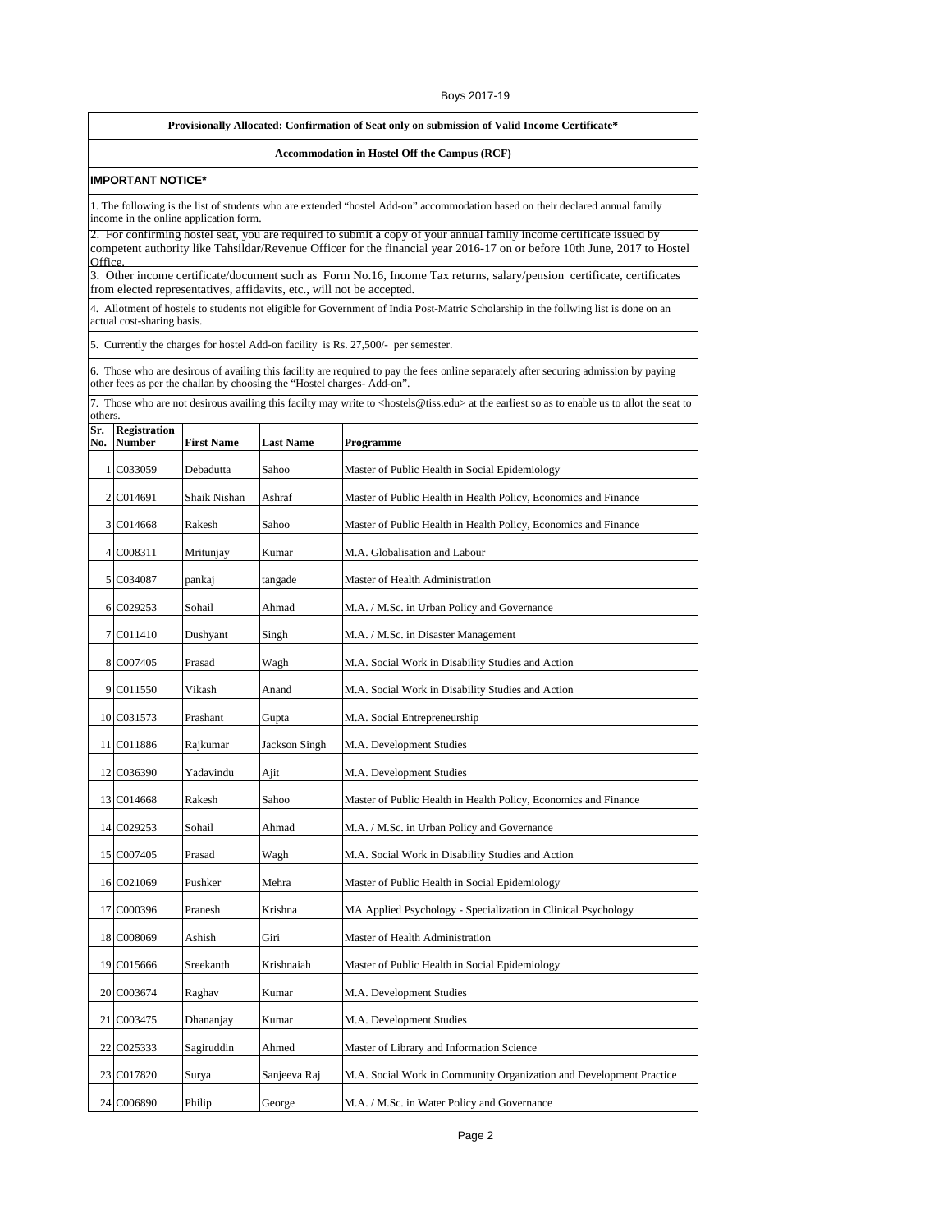Boys 2017-19

**Provisionally Allocated: Confirmation of Seat only on submission of Valid Income Certificate***

**Accommodation in Hostel Off the Campus (RCF)**

**IMPORTANT NOTICE***

1. The following is the list of students who are extended "hostel Add-on" accommodation based on their declared annual family income in the online application form.
2. For confirming hostel seat, you are required to submit a copy of your annual family income certificate issued by competent authority like Tahsildar/Revenue Officer for the financial year 2016-17 on or before 10th June, 2017 to Hostel Office.
3. Other income certificate/document such as Form No.16, Income Tax returns, salary/pension certificate, certificates from elected representatives, affidavits, etc., will not be accepted.
4. Allotment of hostels to students not eligible for Government of India Post-Matric Scholarship in the follwing list is done on an actual cost-sharing basis.
5. Currently the charges for hostel Add-on facility is Rs. 27,500/- per semester.
6. Those who are desirous of availing this facility are required to pay the fees online separately after securing admission by paying other fees as per the challan by choosing the "Hostel charges- Add-on".
7. Those who are not desirous availing this facilty may write to <hostels@tiss.edu> at the earliest so as to enable us to allot the seat to others.

| Sr. No. | Registration Number | First Name | Last Name | Programme |
|---|---|---|---|---|
| 1 | C033059 | Debadutta | Sahoo | Master of Public Health in Social Epidemiology |
| 2 | C014691 | Shaik Nishan | Ashraf | Master of Public Health in Health Policy, Economics and Finance |
| 3 | C014668 | Rakesh | Sahoo | Master of Public Health in Health Policy, Economics and Finance |
| 4 | C008311 | Mritunjay | Kumar | M.A. Globalisation and Labour |
| 5 | C034087 | pankaj | tangade | Master of Health Administration |
| 6 | C029253 | Sohail | Ahmad | M.A. / M.Sc. in Urban Policy and Governance |
| 7 | C011410 | Dushyant | Singh | M.A. / M.Sc. in Disaster Management |
| 8 | C007405 | Prasad | Wagh | M.A. Social Work in Disability Studies and Action |
| 9 | C011550 | Vikash | Anand | M.A. Social Work in Disability Studies and Action |
| 10 | C031573 | Prashant | Gupta | M.A. Social Entrepreneurship |
| 11 | C011886 | Rajkumar | Jackson Singh | M.A. Development Studies |
| 12 | C036390 | Yadavindu | Ajit | M.A. Development Studies |
| 13 | C014668 | Rakesh | Sahoo | Master of Public Health in Health Policy, Economics and Finance |
| 14 | C029253 | Sohail | Ahmad | M.A. / M.Sc. in Urban Policy and Governance |
| 15 | C007405 | Prasad | Wagh | M.A. Social Work in Disability Studies and Action |
| 16 | C021069 | Pushker | Mehra | Master of Public Health in Social Epidemiology |
| 17 | C000396 | Pranesh | Krishna | MA Applied Psychology - Specialization in Clinical Psychology |
| 18 | C008069 | Ashish | Giri | Master of Health Administration |
| 19 | C015666 | Sreekanth | Krishnaiah | Master of Public Health in Social Epidemiology |
| 20 | C003674 | Raghav | Kumar | M.A. Development Studies |
| 21 | C003475 | Dhananjay | Kumar | M.A. Development Studies |
| 22 | C025333 | Sagiruddin | Ahmed | Master of Library and Information Science |
| 23 | C017820 | Surya | Sanjeeva Raj | M.A. Social Work in Community Organization and Development Practice |
| 24 | C006890 | Philip | George | M.A. / M.Sc. in Water Policy and Governance |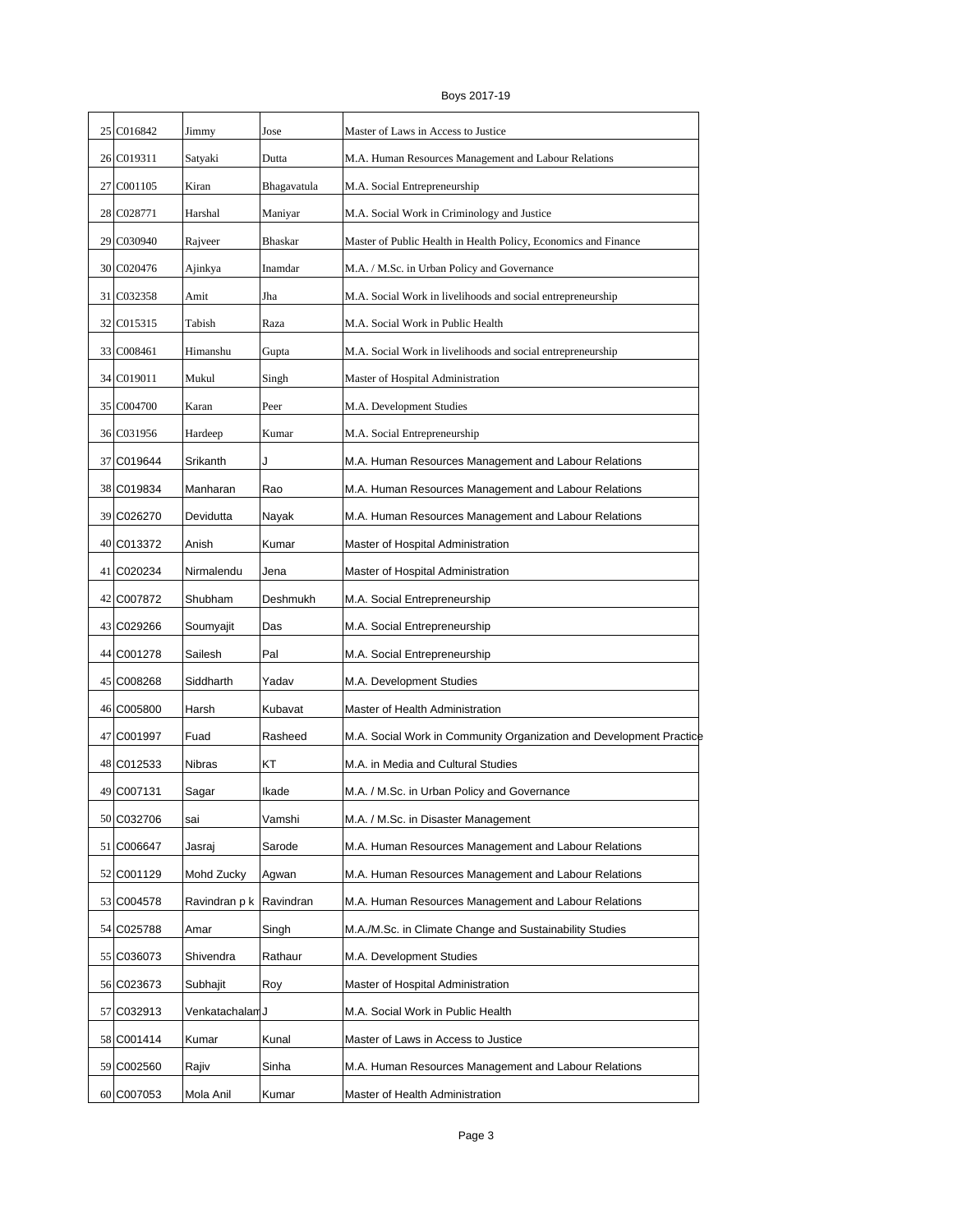Boys 2017-19

| | | | | |
|---|---|---|---|---|
| 25 | C016842 | Jimmy | Jose | Master of Laws in Access to Justice |
| 26 | C019311 | Satyaki | Dutta | M.A. Human Resources Management and Labour Relations |
| 27 | C001105 | Kiran | Bhagavatula | M.A. Social Entrepreneurship |
| 28 | C028771 | Harshal | Maniyar | M.A. Social Work in Criminology and Justice |
| 29 | C030940 | Rajveer | Bhaskar | Master of Public Health in Health Policy, Economics and Finance |
| 30 | C020476 | Ajinkya | Inamdar | M.A. / M.Sc. in Urban Policy and Governance |
| 31 | C032358 | Amit | Jha | M.A. Social Work in livelihoods and social entrepreneurship |
| 32 | C015315 | Tabish | Raza | M.A. Social Work in Public Health |
| 33 | C008461 | Himanshu | Gupta | M.A. Social Work in livelihoods and social entrepreneurship |
| 34 | C019011 | Mukul | Singh | Master of Hospital Administration |
| 35 | C004700 | Karan | Peer | M.A. Development Studies |
| 36 | C031956 | Hardeep | Kumar | M.A. Social Entrepreneurship |
| 37 | C019644 | Srikanth | J | M.A. Human Resources Management and Labour Relations |
| 38 | C019834 | Manharan | Rao | M.A. Human Resources Management and Labour Relations |
| 39 | C026270 | Devidutta | Nayak | M.A. Human Resources Management and Labour Relations |
| 40 | C013372 | Anish | Kumar | Master of Hospital Administration |
| 41 | C020234 | Nirmalendu | Jena | Master of Hospital Administration |
| 42 | C007872 | Shubham | Deshmukh | M.A. Social Entrepreneurship |
| 43 | C029266 | Soumyajit | Das | M.A. Social Entrepreneurship |
| 44 | C001278 | Sailesh | Pal | M.A. Social Entrepreneurship |
| 45 | C008268 | Siddharth | Yadav | M.A. Development Studies |
| 46 | C005800 | Harsh | Kubavat | Master of Health Administration |
| 47 | C001997 | Fuad | Rasheed | M.A. Social Work in Community Organization and Development Practice |
| 48 | C012533 | Nibras | KT | M.A. in Media and Cultural Studies |
| 49 | C007131 | Sagar | Ikade | M.A. / M.Sc. in Urban Policy and Governance |
| 50 | C032706 | sai | Vamshi | M.A. / M.Sc. in Disaster Management |
| 51 | C006647 | Jasraj | Sarode | M.A. Human Resources Management and Labour Relations |
| 52 | C001129 | Mohd Zucky | Agwan | M.A. Human Resources Management and Labour Relations |
| 53 | C004578 | Ravindran p k | Ravindran | M.A. Human Resources Management and Labour Relations |
| 54 | C025788 | Amar | Singh | M.A./M.Sc. in Climate Change and Sustainability Studies |
| 55 | C036073 | Shivendra | Rathaur | M.A. Development Studies |
| 56 | C023673 | Subhajit | Roy | Master of Hospital Administration |
| 57 | C032913 | Venkatachalam | J | M.A. Social Work in Public Health |
| 58 | C001414 | Kumar | Kunal | Master of Laws in Access to Justice |
| 59 | C002560 | Rajiv | Sinha | M.A. Human Resources Management and Labour Relations |
| 60 | C007053 | Mola Anil | Kumar | Master of Health Administration |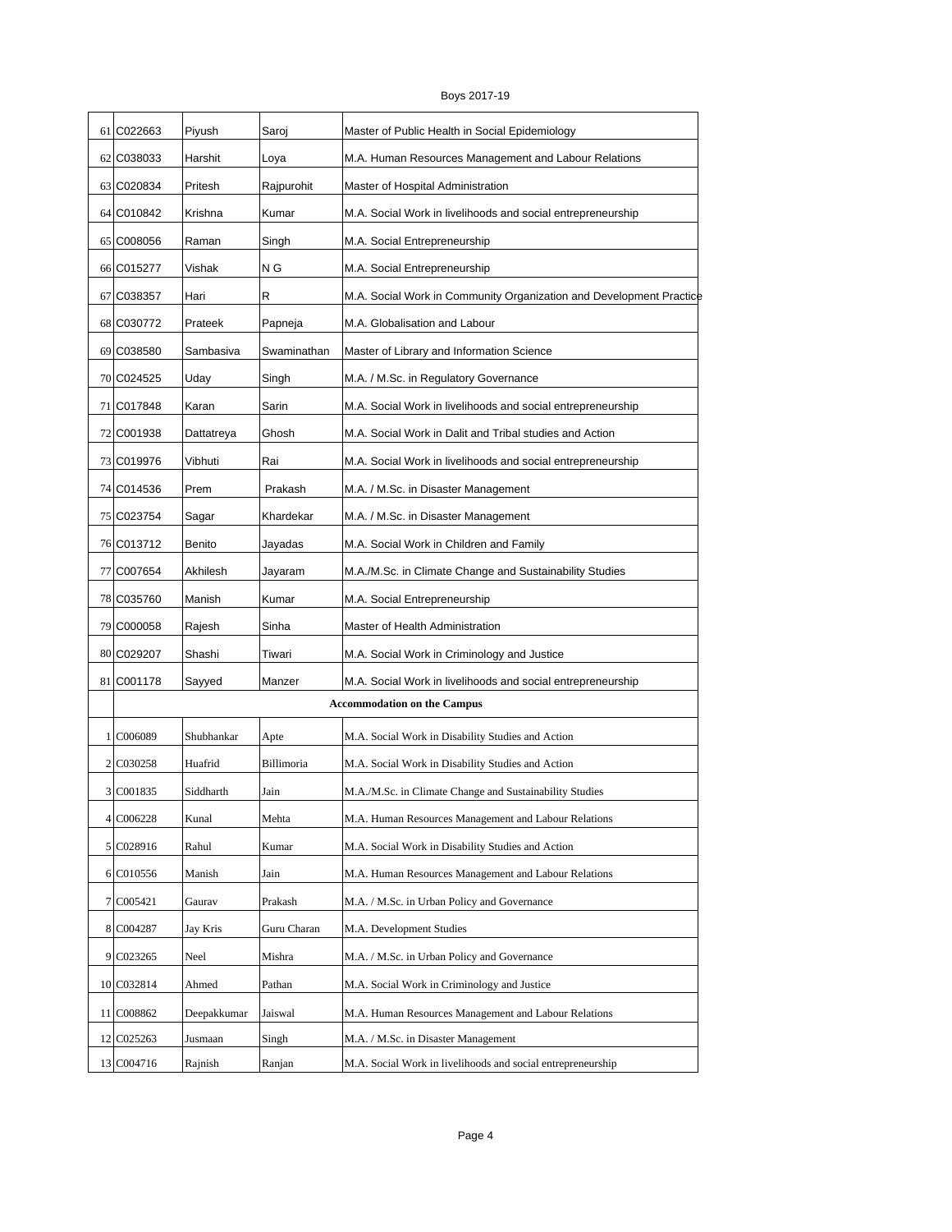Boys 2017-19

| | | | | |
|---|---|---|---|---|
| 61 | C022663 | Piyush | Saroj | Master of Public Health in Social Epidemiology |
| 62 | C038033 | Harshit | Loya | M.A. Human Resources Management and Labour Relations |
| 63 | C020834 | Pritesh | Rajpurohit | Master of Hospital Administration |
| 64 | C010842 | Krishna | Kumar | M.A. Social Work in livelihoods and social entrepreneurship |
| 65 | C008056 | Raman | Singh | M.A. Social Entrepreneurship |
| 66 | C015277 | Vishak | N G | M.A. Social Entrepreneurship |
| 67 | C038357 | Hari | R | M.A. Social Work in Community Organization and Development Practice |
| 68 | C030772 | Prateek | Papneja | M.A. Globalisation and Labour |
| 69 | C038580 | Sambasiva | Swaminathan | Master of Library and Information Science |
| 70 | C024525 | Uday | Singh | M.A. / M.Sc. in Regulatory Governance |
| 71 | C017848 | Karan | Sarin | M.A. Social Work in livelihoods and social entrepreneurship |
| 72 | C001938 | Dattatreya | Ghosh | M.A. Social Work in Dalit and Tribal studies and Action |
| 73 | C019976 | Vibhuti | Rai | M.A. Social Work in livelihoods and social entrepreneurship |
| 74 | C014536 | Prem | Prakash | M.A. / M.Sc. in Disaster Management |
| 75 | C023754 | Sagar | Khardekar | M.A. / M.Sc. in Disaster Management |
| 76 | C013712 | Benito | Jayadas | M.A. Social Work in Children and Family |
| 77 | C007654 | Akhilesh | Jayaram | M.A./M.Sc. in Climate Change and Sustainability Studies |
| 78 | C035760 | Manish | Kumar | M.A. Social Entrepreneurship |
| 79 | C000058 | Rajesh | Sinha | Master of Health Administration |
| 80 | C029207 | Shashi | Tiwari | M.A. Social Work in Criminology and Justice |
| 81 | C001178 | Sayyed | Manzer | M.A. Social Work in livelihoods and social entrepreneurship |
| | **Accommodation on the Campus** | | | |
| 1 | C006089 | Shubhankar | Apte | M.A. Social Work in Disability Studies and Action |
| 2 | C030258 | Huafrid | Billimoria | M.A. Social Work in Disability Studies and Action |
| 3 | C001835 | Siddharth | Jain | M.A./M.Sc. in Climate Change and Sustainability Studies |
| 4 | C006228 | Kunal | Mehta | M.A. Human Resources Management and Labour Relations |
| 5 | C028916 | Rahul | Kumar | M.A. Social Work in Disability Studies and Action |
| 6 | C010556 | Manish | Jain | M.A. Human Resources Management and Labour Relations |
| 7 | C005421 | Gaurav | Prakash | M.A. / M.Sc. in Urban Policy and Governance |
| 8 | C004287 | Jay Kris | Guru Charan | M.A. Development Studies |
| 9 | C023265 | Neel | Mishra | M.A. / M.Sc. in Urban Policy and Governance |
| 10 | C032814 | Ahmed | Pathan | M.A. Social Work in Criminology and Justice |
| 11 | C008862 | Deepakkumar | Jaiswal | M.A. Human Resources Management and Labour Relations |
| 12 | C025263 | Jusmaan | Singh | M.A. / M.Sc. in Disaster Management |
| 13 | C004716 | Rajnish | Ranjan | M.A. Social Work in livelihoods and social entrepreneurship |